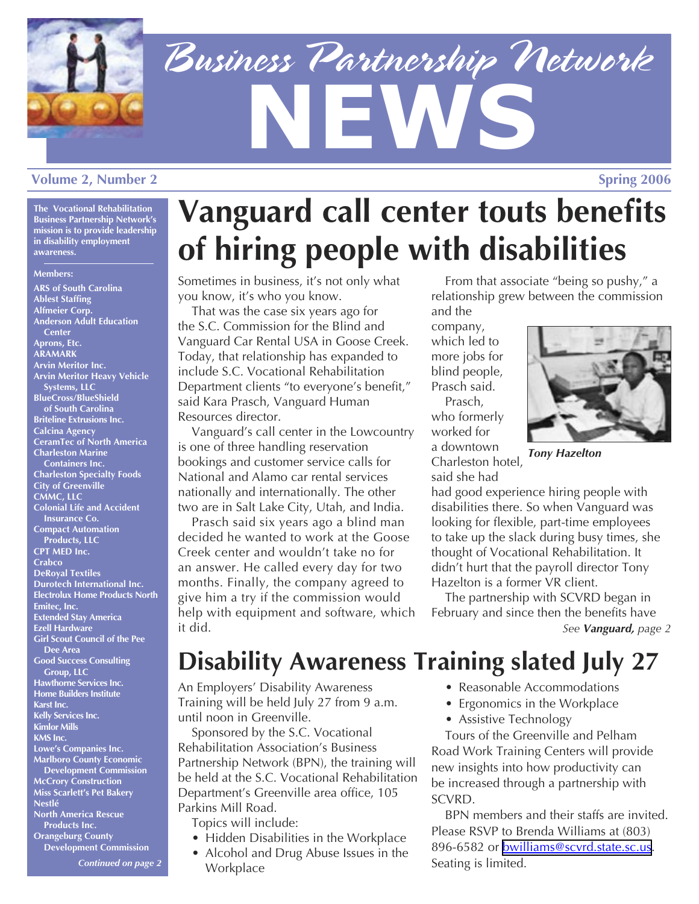# Business Partnership Network NEWS

Volume 2, Number 2 — Spring 2006

**The Vocational Rehabilitation Business Partnership Network's mission is to provide leadership in disability employment awareness.**

**Members:**

- ARS of South Carolina
- Ablest Staffing
- Alfmeier Corp.
- Anderson Adult Education Center
- Aprons, Etc.
- ARAMARK
- Arvin Meritor Inc.
- Arvin Meritor Heavy Vehicle Systems, LLC
- BlueCross/BlueShield of South Carolina
- Briteline Extrusions Inc.
- Calcina Agency
- CeramTec of North America
- Charleston Marine Containers Inc.
- Charleston Specialty Foods
- City of Greenville
- CMMC, LLC
- Colonial Life and Accident Insurance Co.
- Compact Automation Products, LLC
- CPT MED Inc.
- Crabco
- DeRoyal Textiles
- Durotech International Inc.
- Electrolux Home Products North
- Emitec, Inc.
- Extended Stay America
- Ezell Hardware
- Girl Scout Council of the Pee Dee Area
- Good Success Consulting Group, LLC
- Hawthorne Services Inc.
- Home Builders Institute
- Karst Inc.
- Kelly Services Inc.
- Kimlor Mills
- KMS Inc.
- Lowe's Companies Inc.
- Marlboro County Economic Development Commission
- McCrory Construction
- Miss Scarlett's Pet Bakery
- Nestlé
- North America Rescue Products Inc.
- Orangeburg County Development Commission

*Continued on page 2*

# Vanguard call center touts benefits of hiring people with disabilities

Sometimes in business, it's not only what you know, it's who you know.

That was the case six years ago for the S.C. Commission for the Blind and Vanguard Car Rental USA in Goose Creek. Today, that relationship has expanded to include S.C. Vocational Rehabilitation Department clients "to everyone's benefit," said Kara Prasch, Vanguard Human Resources director.

Vanguard's call center in the Lowcountry is one of three handling reservation bookings and customer service calls for National and Alamo car rental services nationally and internationally. The other two are in Salt Lake City, Utah, and India.

Prasch said six years ago a blind man decided he wanted to work at the Goose Creek center and wouldn't take no for an answer. He called every day for two months. Finally, the company agreed to give him a try if the commission would help with equipment and software, which it did.

From that associate "being so pushy," a relationship grew between the commission and the company, which led to more jobs for blind people, Prasch said.

Prasch, who formerly worked for a downtown Charleston hotel, said she had had good experience hiring people with disabilities there. So when Vanguard was looking for flexible, part-time employees to take up the slack during busy times, she thought of Vocational Rehabilitation. It didn't hurt that the payroll director Tony Hazelton is a former VR client.

***Tony Hazelton***

The partnership with SCVRD began in February and since then the benefits have

*See **Vanguard,** page 2*

# Disability Awareness Training slated July 27

An Employers' Disability Awareness Training will be held July 27 from 9 a.m. until noon in Greenville.

Sponsored by the S.C. Vocational Rehabilitation Association's Business Partnership Network (BPN), the training will be held at the S.C. Vocational Rehabilitation Department's Greenville area office, 105 Parkins Mill Road.

Topics will include:

- Hidden Disabilities in the Workplace
- Alcohol and Drug Abuse Issues in the Workplace
- Reasonable Accommodations
- Ergonomics in the Workplace
- Assistive Technology

Tours of the Greenville and Pelham Road Work Training Centers will provide new insights into how productivity can be increased through a partnership with SCVRD.

BPN members and their staffs are invited. Please RSVP to Brenda Williams at (803) 896-6582 or bwilliams@scvrd.state.sc.us. Seating is limited.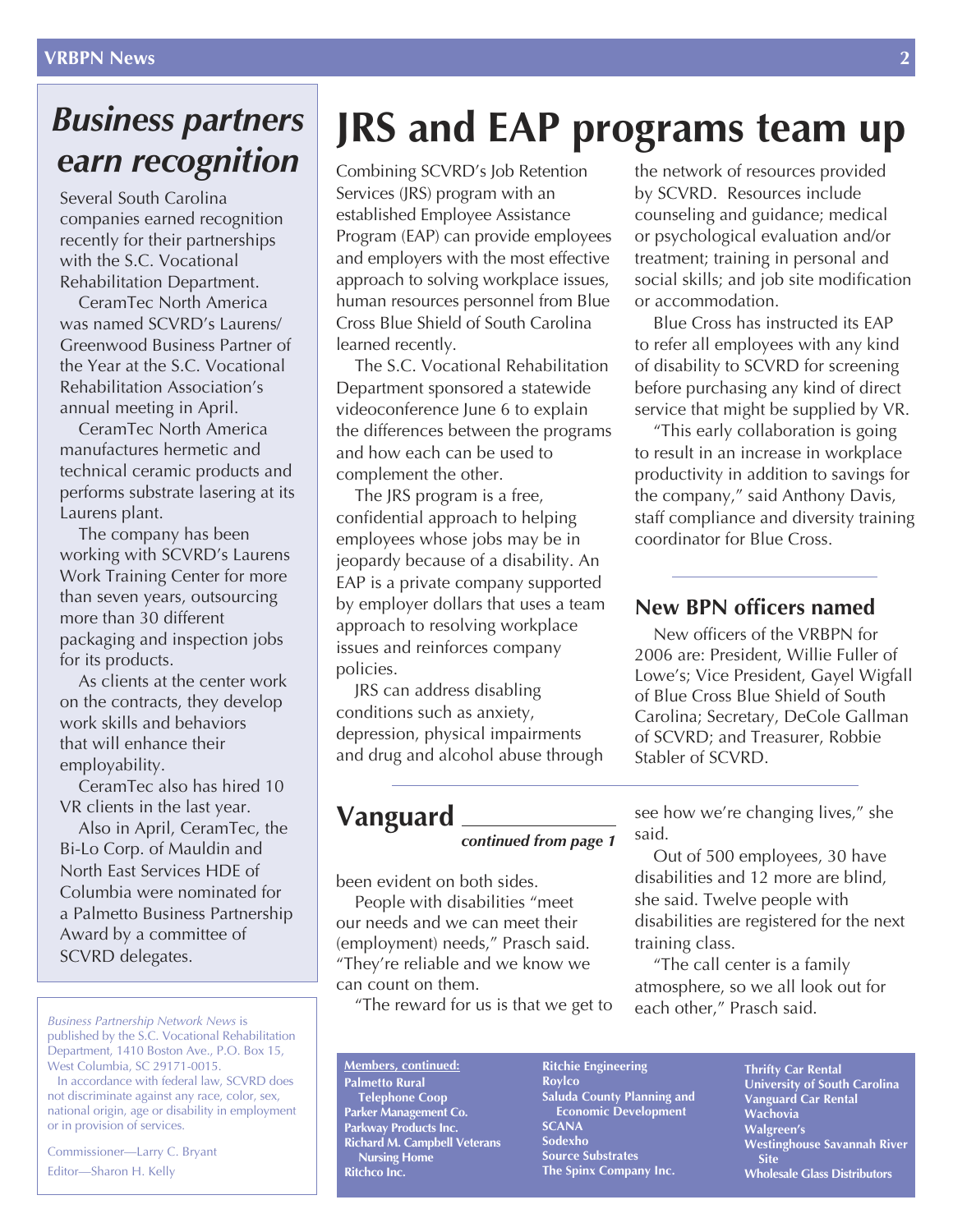## Business partners earn recognition

Several South Carolina companies earned recognition recently for their partnerships with the S.C. Vocational Rehabilitation Department.

CeramTec North America was named SCVRD's Laurens/Greenwood Business Partner of the Year at the S.C. Vocational Rehabilitation Association's annual meeting in April.

CeramTec North America manufactures hermetic and technical ceramic products and performs substrate lasering at its Laurens plant.

The company has been working with SCVRD's Laurens Work Training Center for more than seven years, outsourcing more than 30 different packaging and inspection jobs for its products.

As clients at the center work on the contracts, they develop work skills and behaviors that will enhance their employability.

CeramTec also has hired 10 VR clients in the last year.

Also in April, CeramTec, the Bi-Lo Corp. of Mauldin and North East Services HDE of Columbia were nominated for a Palmetto Business Partnership Award by a committee of SCVRD delegates.

*Business Partnership Network News* is published by the S.C. Vocational Rehabilitation Department, 1410 Boston Ave., P.O. Box 15, West Columbia, SC 29171-0015.

In accordance with federal law, SCVRD does not discriminate against any race, color, sex, national origin, age or disability in employment or in provision of services.

Commissioner—Larry C. Bryant

Editor—Sharon H. Kelly

# JRS and EAP programs team up

Combining SCVRD's Job Retention Services (JRS) program with an established Employee Assistance Program (EAP) can provide employees and employers with the most effective approach to solving workplace issues, human resources personnel from Blue Cross Blue Shield of South Carolina learned recently.

The S.C. Vocational Rehabilitation Department sponsored a statewide videoconference June 6 to explain the differences between the programs and how each can be used to complement the other.

The JRS program is a free, confidential approach to helping employees whose jobs may be in jeopardy because of a disability. An EAP is a private company supported by employer dollars that uses a team approach to resolving workplace issues and reinforces company policies.

JRS can address disabling conditions such as anxiety, depression, physical impairments and drug and alcohol abuse through the network of resources provided by SCVRD. Resources include counseling and guidance; medical or psychological evaluation and/or treatment; training in personal and social skills; and job site modification or accommodation.

Blue Cross has instructed its EAP to refer all employees with any kind of disability to SCVRD for screening before purchasing any kind of direct service that might be supplied by VR.

"This early collaboration is going to result in an increase in workplace productivity in addition to savings for the company," said Anthony Davis, staff compliance and diversity training coordinator for Blue Cross.

### New BPN officers named

New officers of the VRBPN for 2006 are: President, Willie Fuller of Lowe's; Vice President, Gayel Wigfall of Blue Cross Blue Shield of South Carolina; Secretary, DeCole Gallman of SCVRD; and Treasurer, Robbie Stabler of SCVRD.

## Vanguard

***continued from page 1***

been evident on both sides.

People with disabilities "meet our needs and we can meet their (employment) needs," Prasch said. "They're reliable and we know we can count on them.

"The reward for us is that we get to see how we're changing lives," she said.

Out of 500 employees, 30 have disabilities and 12 more are blind, she said. Twelve people with disabilities are registered for the next training class.

"The call center is a family atmosphere, so we all look out for each other," Prasch said.

**Members, continued:**

**Palmetto Rural Telephone Coop**
**Parker Management Co.**
**Parkway Products Inc.**
**Richard M. Campbell Veterans Nursing Home**
**Ritchco Inc.**
**Ritchie Engineering**
**Roylco**
**Saluda County Planning and Economic Development**
**SCANA**
**Sodexho**
**Source Substrates**
**The Spinx Company Inc.**
**Thrifty Car Rental**
**University of South Carolina**
**Vanguard Car Rental**
**Wachovia**
**Walgreen's**
**Westinghouse Savannah River Site**
**Wholesale Glass Distributors**